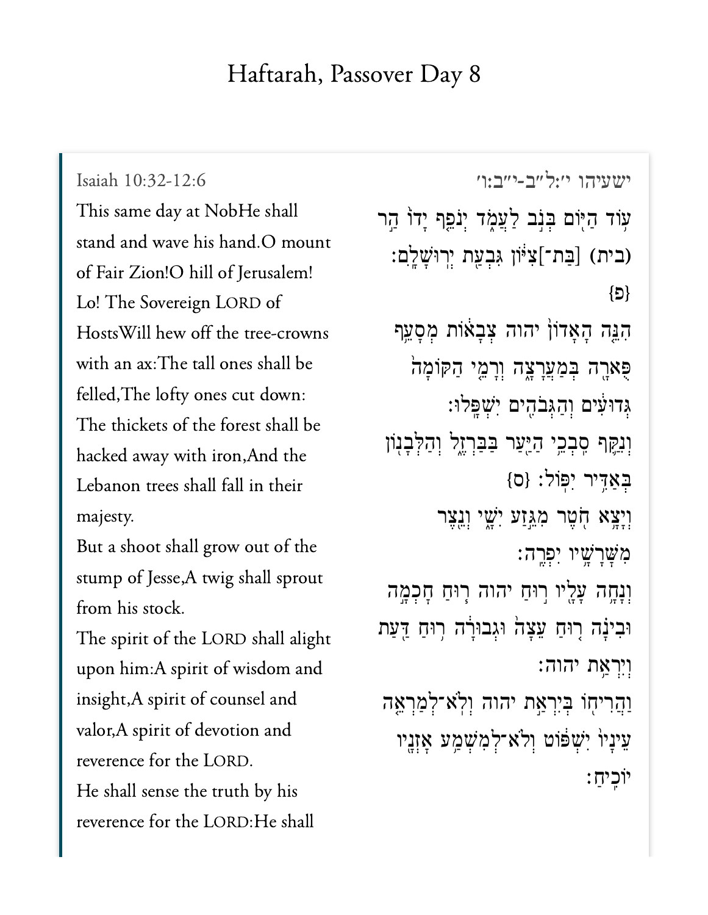# Haftarah, Passover Day 8

Isaiah 10:32-12:6

This same day at NobHe shall stand and wave his hand.O mount of Fair Zion!O hill of Jerusalem!

Lo! The Sovereign LORD of HostsWill hew off the tree-crowns with an ax:The tall ones shall be felled,The lofty ones cut down:

The thickets of the forest shall be hacked away with iron,And the Lebanon trees shall fall in their majesty.

But a shoot shall grow out of the stump of Jesse,A twig shall sprout from his stock.

The spirit of the LORD shall alight upon him:A spirit of wisdom and insight,A spirit of counsel and valor,A spirit of devotion and reverence for the LORD.

He shall sense the truth by his reverence for the LORD:He shall

ישעיהו י׳:ל״ב-י״ב:ו׳

עֹ֥וד הַיֹּ֖ום בְּנֹ֣ב לַעֲמֹ֑ד יְנֹפֵ֤ף יָדֹו֙ הַ֣ר (בית) [בַּת־]צִיֹּ֔ון גִּבְעַ֖ת יְרוּשָׁלִָֽם׃ {פ}

הִנֵּ֤ה הָאָדֹון֙ יהוה צְבָאֹ֔ות מְסָעֵ֥ף פֻּארָ֖ה בְּמַעֲרָצָ֑ה וְרָמֵ֤י הַקֹּומָה֙ גְּדוּעִ֔ים וְהַגְּבֹהִ֖ים יִשְׁפָּֽלוּ׃

וְנִקַּ֛ף סִבְכֵ֥י הַיַּ֖עַר בַּבַּרְזֶ֑ל וְהַלְּבָנֹ֖ון בְּאַדִּ֥יר יִפֹּֽול׃ {ס}

וְיָצָ֥א חֹ֖טֶר מִגֵּ֣זַע יִשָׁ֑י וְנֵ֖צֶר מִשָּׁרָשָׁ֥יו יִפְרֶֽה׃

וְנָחָ֥ה עָלָ֖יו ר֣וּחַ יהוה ר֧וּחַ חָכְמָ֣ה וּבִינָ֗ה ר֤וּחַ עֵצָה֙ וּגְבוּרָ֔ה ר֥וּחַ דַּ֖עַת וְיִרְאַ֥ת יהוה׃

וַהֲרִיחֹ֖ו בְּיִרְאַ֣ת יהוה וְלֹֽא־לְמַרְאֵ֤ה עֵינָיו֙ יִשְׁפֹּ֔וט וְלֹֽא־לְמִשְׁמַ֥ע אָזְנָ֖יו יֹוכִֽיחַ׃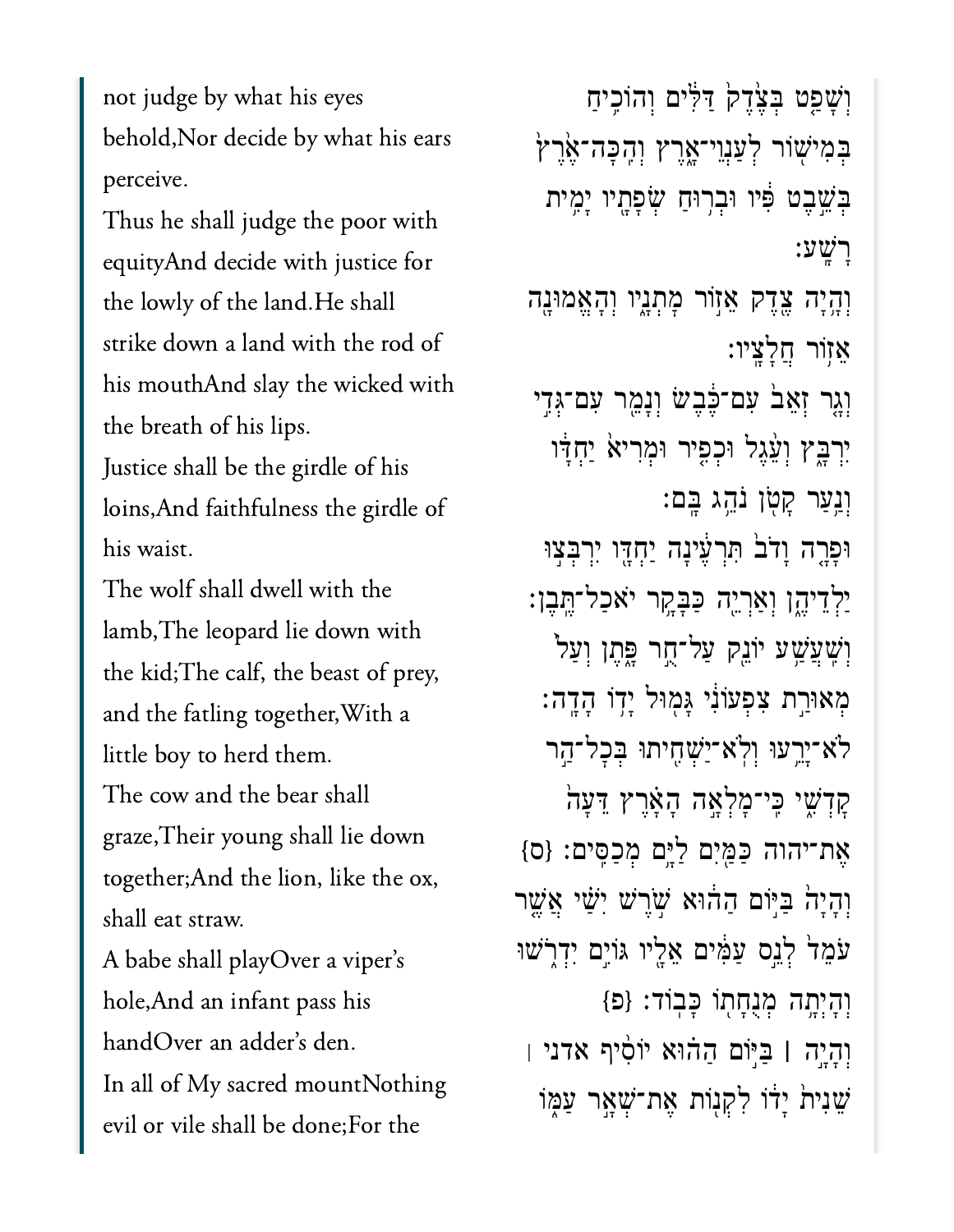not judge by what his eyes behold,Nor decide by what his ears perceive.

Thus he shall judge the poor with equityAnd decide with justice for the lowly of the land.He shall strike down a land with the rod of his mouthAnd slay the wicked with the breath of his lips.

Justice shall be the girdle of his loins,And faithfulness the girdle of his waist.

The wolf shall dwell with the lamb,The leopard lie down with the kid;The calf, the beast of prey, and the fatling together,With a little boy to herd them.

The cow and the bear shall graze,Their young shall lie down together;And the lion, like the ox, shall eat straw.

A babe shall playOver a viper's hole,And an infant pass his handOver an adder's den.

In all of My sacred mountNothing evil or vile shall be done;For the

וְשָׁפַ֤ט בְּצֶ֙דֶק֙ דַּלִּ֔ים וְהוֹכִ֥יחַ בְּמִישׁ֖וֹר לְעַנְוֵי־אָ֑רֶץ וְהִֽכָּה־אֶ֙רֶץ֙ בְּשֵׁ֣בֶט פִּ֔יו וּבְר֥וּחַ שְׂפָתָ֖יו יָמִ֥ית רָשָֽׁע׃

וְהָ֥יָה צֶ֖דֶק אֵז֣וֹר מָתְנָ֑יו וְהָאֱמוּנָ֖ה אֵז֥וֹר חֲלָצָֽיו׃

וְגָ֤ר זְאֵב֙ עִם־כֶּ֔בֶשׂ וְנָמֵ֖ר עִם־גְּדִ֣י יִרְבָּ֑ץ וְעֵ֨גֶל וּכְפִ֤יר וּמְרִיא֙ יַחְדָּ֔ו וְנַ֥עַר קָטֹ֖ן נֹהֵ֥ג בָּֽם׃

וּפָרָ֤ה וָדֹב֙ תִּרְעֶ֔ינָה יַחְדָּ֖ו יִרְבְּצ֣וּ יַלְדֵיהֶ֑ן וְאַרְיֵ֖ה כַּבָּקָ֥ר יֹֽאכַל־תֶּֽבֶן׃

וְשִֽׁעֲשַׁ֥ע יוֹנֵ֖ק עַל־חֻ֣ר פָּ֑תֶן וְעַל֙ מְאוּרַ֣ת צִפְעוֹנִ֔י גָּמ֖וּל יָד֥וֹ הָדָֽה׃

לֹֽא־יָרֵ֥עוּ וְלֹֽא־יַשְׁחִ֖יתוּ בְּכָל־הַ֣ר קָדְשִׁ֑י כִּֽי־מָלְאָ֣ה הָאָ֗רֶץ דֵּעָה֙ אֶת־יהוה כַּמַּ֖יִם לַיָּ֥ם מְכַסִּֽים׃ {ס}

וְהָיָה֙ בַּיּ֣וֹם הַה֔וּא שֹׁ֣רֶשׁ יִשַׁ֗י אֲשֶׁ֤ר עֹמֵד֙ לְנֵ֣ס עַמִּ֔ים אֵלָ֖יו גּוֹיִ֣ם יִדְרֹ֑שׁוּ וְהָיְתָ֥ה מְנֻחָת֖וֹ כָּבֽוֹד׃ {פ}

וְהָיָ֣ה ׀ בַּיּ֣וֹם הַה֗וּא יוֹסִ֨יף אדני ׀ שֵׁנִית֙ יָד֔וֹ לִקְנ֖וֹת אֶת־שְׁאָ֣ר עַמּ֑וֹ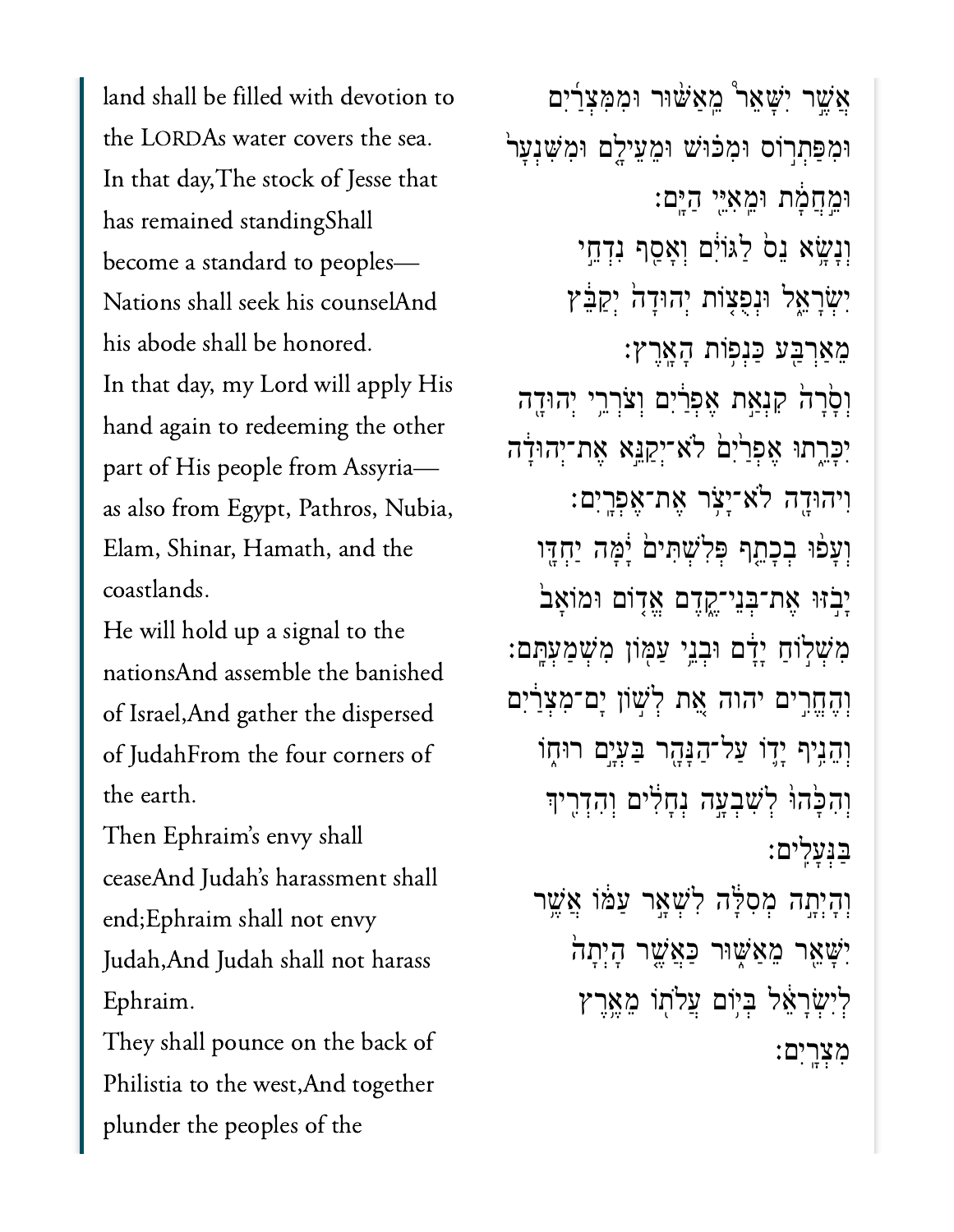land shall be filled with devotion to the LORDAs water covers the sea.

In that day,The stock of Jesse that has remained standingShall become a standard to peoples—Nations shall seek his counselAnd his abode shall be honored.

In that day, my Lord will apply His hand again to redeeming the other part of His people from Assyria—as also from Egypt, Pathros, Nubia, Elam, Shinar, Hamath, and the coastlands.

He will hold up a signal to the nationsAnd assemble the banished of Israel,And gather the dispersed of JudahFrom the four corners of the earth.

Then Ephraim's envy shall ceaseAnd Judah's harassment shall end;Ephraim shall not envy Judah,And Judah shall not harass Ephraim.

They shall pounce on the back of Philistia to the west,And together plunder the peoples of the

אֲשֶׁ֤ר יִשָּׁאֵר֙ מֵֽאַשּׁ֜וּר וּמִמִּצְרַ֗יִם וּמִפַּתְר֤וֹס וּמִכּוּשׁ֙ וּמֵֽעֵילָ֣ם וּמִשִּׁנְעָ֔ר וּמֵֽחֲמָ֔ת וּמֵאִיֵּ֖י הַיָּֽם׃

וְנָשָׂ֥א נֵס֙ לַגּוֹיִ֔ם וְאָסַ֖ף נִדְחֵ֣י יִשְׂרָאֵ֑ל וּנְפֻצ֤וֹת יְהוּדָה֙ יְקַבֵּ֔ץ מֵאַרְבַּ֖ע כַּנְפ֥וֹת הָאָֽרֶץ׃

וְסָרָה֙ קִנְאַ֣ת אֶפְרַ֔יִם וְצֹרְרֵ֥י יְהוּדָ֖ה יִכָּרֵ֑תוּ אֶפְרַ֙יִם֙ לֹא־יְקַנֵּ֣א אֶת־יְהוּדָ֔ה וִיהוּדָ֖ה לֹא־יָצֹ֥ר אֶת־אֶפְרָֽיִם׃

וְעָפ֨וּ בְכָתֵ֤ף פְּלִשְׁתִּים֙ יָ֔מָּה יַחְדָּ֖ו יָבֹ֣זּוּ אֶת־בְּנֵי־קֶ֑דֶם אֱד֤וֹם וּמוֹאָב֙ מִשְׁל֣וֹחַ יָדָ֔ם וּבְנֵ֥י עַמּ֖וֹן מִשְׁמַעְתָּֽם׃

וְהֶחֱרִ֣ים יהוה אֵ֚ת לְשׁ֣וֹן יָם־מִצְרַ֔יִם וְהֵנִ֥יף יָד֛וֹ עַל־הַנָּהָ֖ר בַּעְיָ֣ם רוּח֑וֹ וְהִכָּ֙הוּ֙ לְשִׁבְעָ֣ה נְחָלִ֔ים וְהִדְרִ֖יךְ בַּנְּעָלִֽים׃

וְהָֽיְתָ֣ה מְסִלָּ֔ה לִשְׁאָ֣ר עַמּ֔וֹ אֲשֶׁ֥ר יִשָּׁאֵ֖ר מֵאַשּׁ֑וּר כַּאֲשֶׁ֤ר הָֽיְתָה֙ לְיִשְׂרָאֵ֔ל בְּי֥וֹם עֲלֹת֖וֹ מֵאֶ֥רֶץ מִצְרָֽיִם׃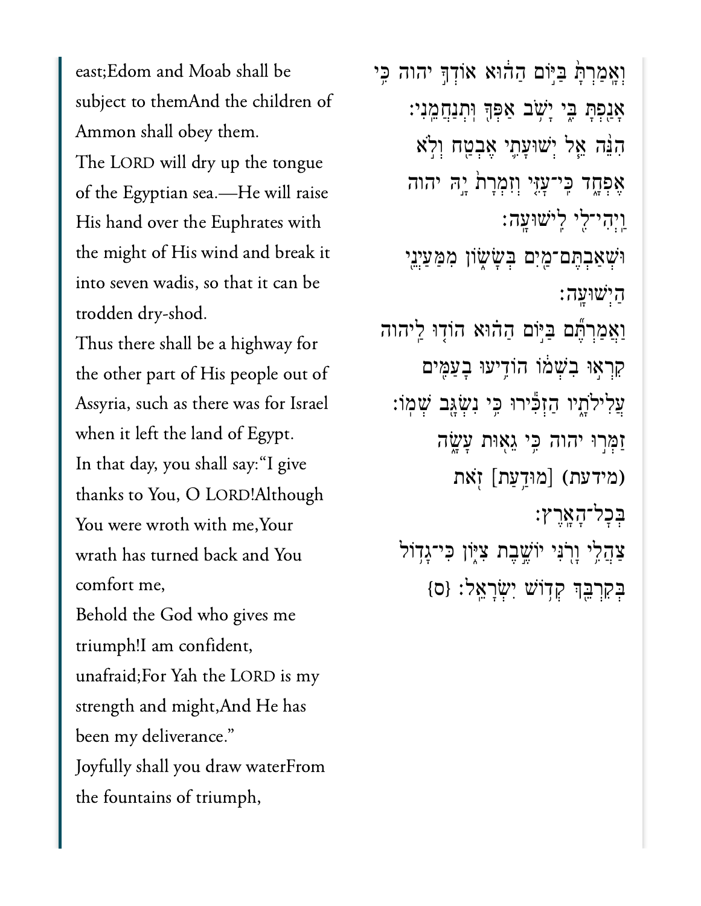east;Edom and Moab shall be subject to themAnd the children of Ammon shall obey them.

The LORD will dry up the tongue of the Egyptian sea.—He will raise His hand over the Euphrates with the might of His wind and break it into seven wadis, so that it can be trodden dry-shod.

Thus there shall be a highway for the other part of His people out of Assyria, such as there was for Israel when it left the land of Egypt.

In that day, you shall say:"I give thanks to You, O LORD!Although You were wroth with me,Your wrath has turned back and You comfort me,

Behold the God who gives me triumph!I am confident, unafraid;For Yah the LORD is my strength and might,And He has been my deliverance."

Joyfully shall you draw waterFrom the fountains of triumph,

וְאָמַרְתָּ֙ בַּיּ֣וֹם הַה֔וּא אוֹדְךָ֣ יהוה כִּ֥י אָנַ֖פְתָּ בִּ֑י יָשֹׁ֥ב אַפְּךָ֖ וּֽתְנַחֲמֵֽנִי׃ הִנֵּ֛ה אֵ֥ל יְשׁוּעָתִ֖י אֶבְטַ֣ח וְלֹ֣א אֶפְחָ֑ד כִּֽי־עָזִּ֤י וְזִמְרָת֙ יָ֣הּ יהוה וַֽיְהִי־לִ֖י לִֽישׁוּעָֽה׃

וּשְׁאַבְתֶּם־מַ֖יִם בְּשָׂשׂ֑וֹן מִמַּעַיְנֵ֖י הַיְשׁוּעָֽה׃

וַאֲמַרְתֶּ֞ם בַּיּ֣וֹם הַה֗וּא הוֹד֤וּ לַֽיהוה קִרְא֣וּ בִשְׁמ֔וֹ הוֹדִ֥יעוּ בָעַמִּ֖ים עֲלִֽילֹתָ֑יו הַזְכִּ֕ירוּ כִּ֥י נִשְׂגָּ֖ב שְׁמֽוֹ׃

זַמְּר֣וּ יהוה כִּ֥י גֵא֖וּת עָשָׂ֑ה (מידעת) [מוּדַ֥עַת] זֹ֖את בְּכָל־הָאָֽרֶץ׃

צַהֲלִ֥י וָרֹ֖נִּי יוֹשֶׁ֣בֶת צִיּ֑וֹן כִּֽי־גָד֥וֹל בְּקִרְבֵּ֖ךְ קְד֥וֹשׁ יִשְׂרָאֵֽל׃ {ס}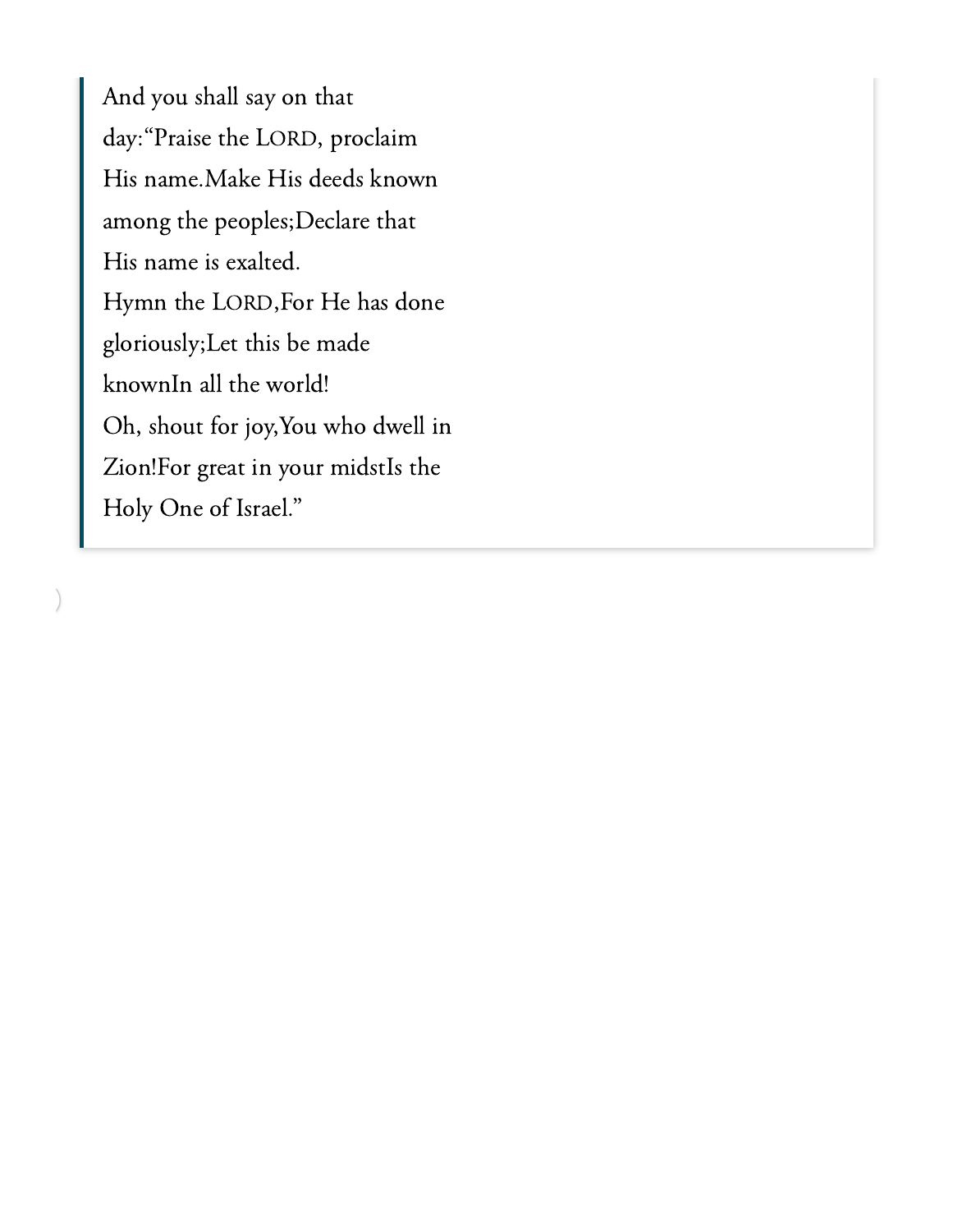> And you shall say on that day:“Praise the LORD, proclaim His name.Make His deeds known among the peoples;Declare that His name is exalted.
> Hymn the LORD,For He has done gloriously;Let this be made knownIn all the world!
> Oh, shout for joy,You who dwell in Zion!For great in your midstIs the Holy One of Israel.”